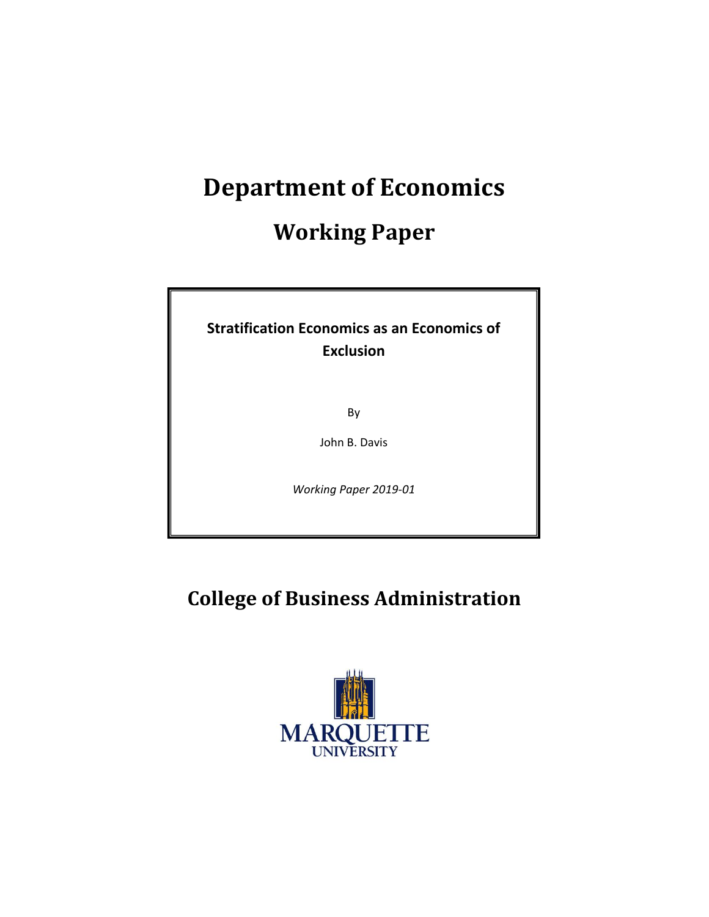# Department of Economics

## Working Paper

**Stratification Economics as an Economics of Exclusion**

By

John B. Davis

*Working Paper 2019-01*

## College of Business Administration

MARQUETTE UNIVERSITY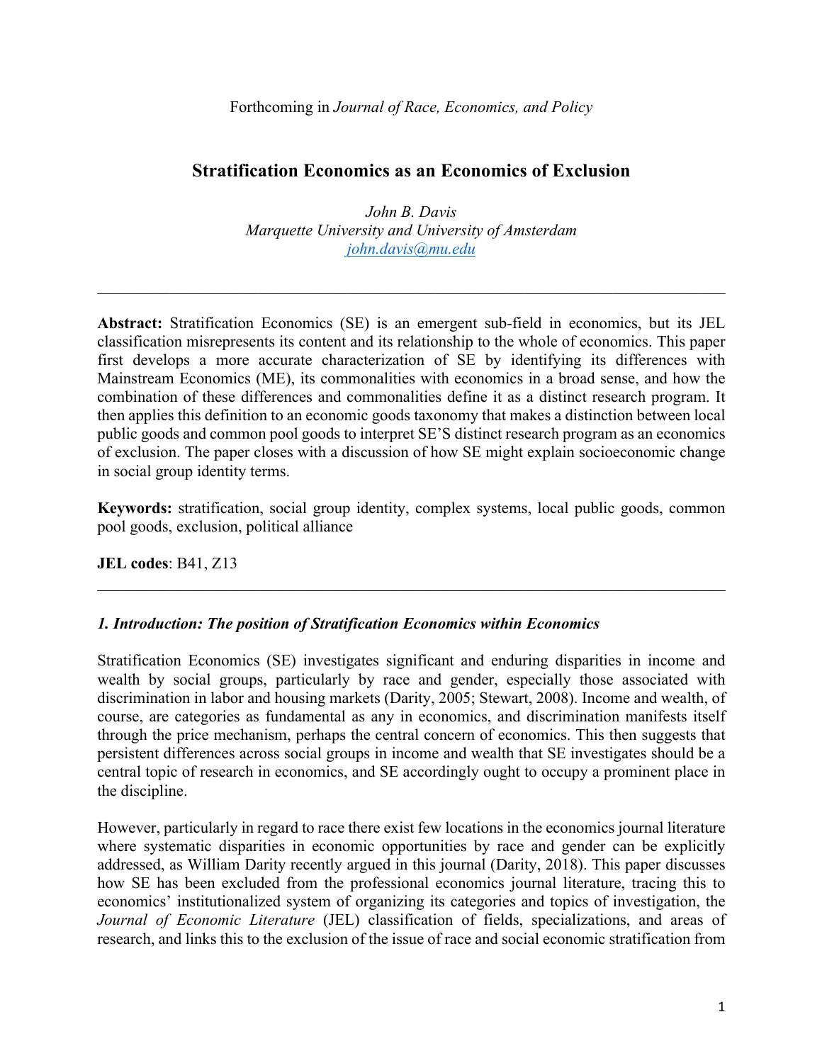Forthcoming in *Journal of Race, Economics, and Policy*

# Stratification Economics as an Economics of Exclusion

*John B. Davis*
*Marquette University and University of Amsterdam*
*john.davis@mu.edu*

---

**Abstract:** Stratification Economics (SE) is an emergent sub-field in economics, but its JEL classification misrepresents its content and its relationship to the whole of economics. This paper first develops a more accurate characterization of SE by identifying its differences with Mainstream Economics (ME), its commonalities with economics in a broad sense, and how the combination of these differences and commonalities define it as a distinct research program. It then applies this definition to an economic goods taxonomy that makes a distinction between local public goods and common pool goods to interpret SE'S distinct research program as an economics of exclusion. The paper closes with a discussion of how SE might explain socioeconomic change in social group identity terms.

**Keywords:** stratification, social group identity, complex systems, local public goods, common pool goods, exclusion, political alliance

**JEL codes**: B41, Z13

---

## *1. Introduction: The position of Stratification Economics within Economics*

Stratification Economics (SE) investigates significant and enduring disparities in income and wealth by social groups, particularly by race and gender, especially those associated with discrimination in labor and housing markets (Darity, 2005; Stewart, 2008). Income and wealth, of course, are categories as fundamental as any in economics, and discrimination manifests itself through the price mechanism, perhaps the central concern of economics. This then suggests that persistent differences across social groups in income and wealth that SE investigates should be a central topic of research in economics, and SE accordingly ought to occupy a prominent place in the discipline.

However, particularly in regard to race there exist few locations in the economics journal literature where systematic disparities in economic opportunities by race and gender can be explicitly addressed, as William Darity recently argued in this journal (Darity, 2018). This paper discusses how SE has been excluded from the professional economics journal literature, tracing this to economics' institutionalized system of organizing its categories and topics of investigation, the *Journal of Economic Literature* (JEL) classification of fields, specializations, and areas of research, and links this to the exclusion of the issue of race and social economic stratification from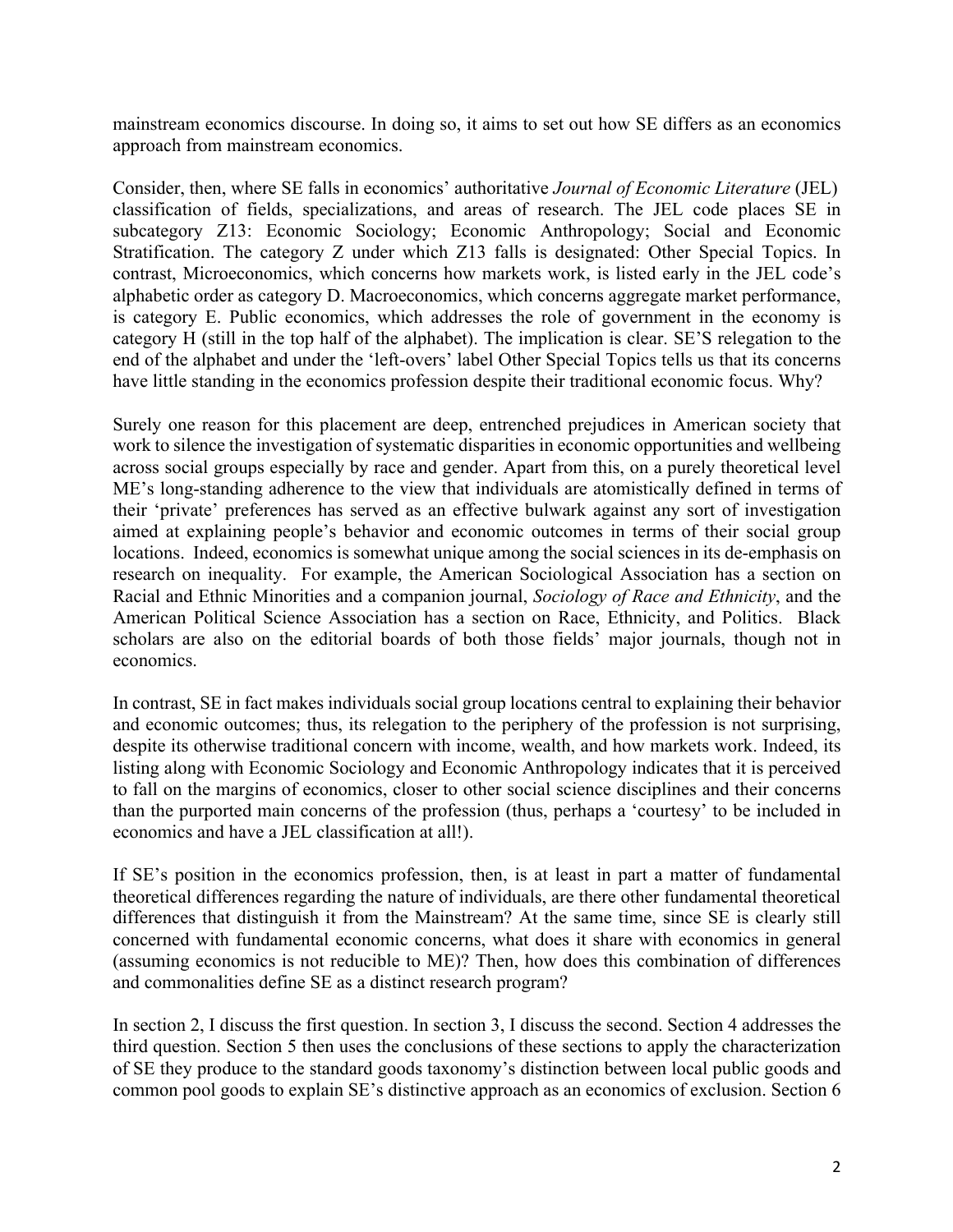mainstream economics discourse. In doing so, it aims to set out how SE differs as an economics approach from mainstream economics.

Consider, then, where SE falls in economics' authoritative *Journal of Economic Literature* (JEL) classification of fields, specializations, and areas of research. The JEL code places SE in subcategory Z13: Economic Sociology; Economic Anthropology; Social and Economic Stratification. The category Z under which Z13 falls is designated: Other Special Topics. In contrast, Microeconomics, which concerns how markets work, is listed early in the JEL code's alphabetic order as category D. Macroeconomics, which concerns aggregate market performance, is category E. Public economics, which addresses the role of government in the economy is category H (still in the top half of the alphabet). The implication is clear. SE'S relegation to the end of the alphabet and under the 'left-overs' label Other Special Topics tells us that its concerns have little standing in the economics profession despite their traditional economic focus. Why?

Surely one reason for this placement are deep, entrenched prejudices in American society that work to silence the investigation of systematic disparities in economic opportunities and wellbeing across social groups especially by race and gender. Apart from this, on a purely theoretical level ME's long-standing adherence to the view that individuals are atomistically defined in terms of their 'private' preferences has served as an effective bulwark against any sort of investigation aimed at explaining people's behavior and economic outcomes in terms of their social group locations. Indeed, economics is somewhat unique among the social sciences in its de-emphasis on research on inequality. For example, the American Sociological Association has a section on Racial and Ethnic Minorities and a companion journal, *Sociology of Race and Ethnicity*, and the American Political Science Association has a section on Race, Ethnicity, and Politics. Black scholars are also on the editorial boards of both those fields' major journals, though not in economics.

In contrast, SE in fact makes individuals social group locations central to explaining their behavior and economic outcomes; thus, its relegation to the periphery of the profession is not surprising, despite its otherwise traditional concern with income, wealth, and how markets work. Indeed, its listing along with Economic Sociology and Economic Anthropology indicates that it is perceived to fall on the margins of economics, closer to other social science disciplines and their concerns than the purported main concerns of the profession (thus, perhaps a 'courtesy' to be included in economics and have a JEL classification at all!).

If SE's position in the economics profession, then, is at least in part a matter of fundamental theoretical differences regarding the nature of individuals, are there other fundamental theoretical differences that distinguish it from the Mainstream? At the same time, since SE is clearly still concerned with fundamental economic concerns, what does it share with economics in general (assuming economics is not reducible to ME)? Then, how does this combination of differences and commonalities define SE as a distinct research program?

In section 2, I discuss the first question. In section 3, I discuss the second. Section 4 addresses the third question. Section 5 then uses the conclusions of these sections to apply the characterization of SE they produce to the standard goods taxonomy's distinction between local public goods and common pool goods to explain SE's distinctive approach as an economics of exclusion. Section 6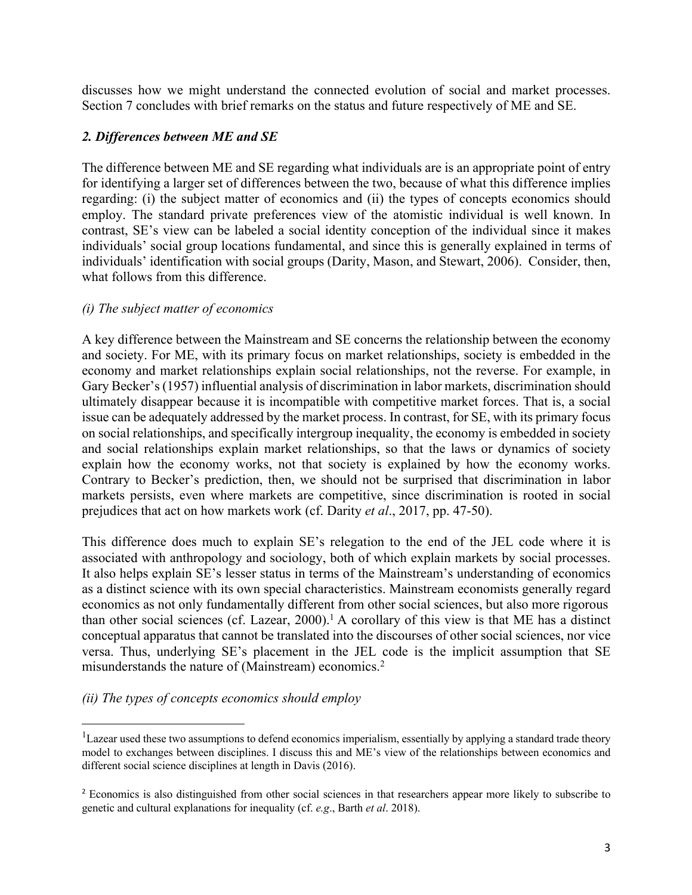discusses how we might understand the connected evolution of social and market processes. Section 7 concludes with brief remarks on the status and future respectively of ME and SE.

## *2. Differences between ME and SE*

The difference between ME and SE regarding what individuals are is an appropriate point of entry for identifying a larger set of differences between the two, because of what this difference implies regarding: (i) the subject matter of economics and (ii) the types of concepts economics should employ. The standard private preferences view of the atomistic individual is well known. In contrast, SE's view can be labeled a social identity conception of the individual since it makes individuals' social group locations fundamental, and since this is generally explained in terms of individuals' identification with social groups (Darity, Mason, and Stewart, 2006). Consider, then, what follows from this difference.

### *(i) The subject matter of economics*

A key difference between the Mainstream and SE concerns the relationship between the economy and society. For ME, with its primary focus on market relationships, society is embedded in the economy and market relationships explain social relationships, not the reverse. For example, in Gary Becker's (1957) influential analysis of discrimination in labor markets, discrimination should ultimately disappear because it is incompatible with competitive market forces. That is, a social issue can be adequately addressed by the market process. In contrast, for SE, with its primary focus on social relationships, and specifically intergroup inequality, the economy is embedded in society and social relationships explain market relationships, so that the laws or dynamics of society explain how the economy works, not that society is explained by how the economy works. Contrary to Becker's prediction, then, we should not be surprised that discrimination in labor markets persists, even where markets are competitive, since discrimination is rooted in social prejudices that act on how markets work (cf. Darity *et al*., 2017, pp. 47-50).

This difference does much to explain SE's relegation to the end of the JEL code where it is associated with anthropology and sociology, both of which explain markets by social processes. It also helps explain SE's lesser status in terms of the Mainstream's understanding of economics as a distinct science with its own special characteristics. Mainstream economists generally regard economics as not only fundamentally different from other social sciences, but also more rigorous than other social sciences (cf. Lazear, 2000).[1] A corollary of this view is that ME has a distinct conceptual apparatus that cannot be translated into the discourses of other social sciences, nor vice versa. Thus, underlying SE's placement in the JEL code is the implicit assumption that SE misunderstands the nature of (Mainstream) economics.[2]

### *(ii) The types of concepts economics should employ*

---

[1] Lazear used these two assumptions to defend economics imperialism, essentially by applying a standard trade theory model to exchanges between disciplines. I discuss this and ME's view of the relationships between economics and different social science disciplines at length in Davis (2016).

[2] Economics is also distinguished from other social sciences in that researchers appear more likely to subscribe to genetic and cultural explanations for inequality (cf. *e.g*., Barth *et al*. 2018).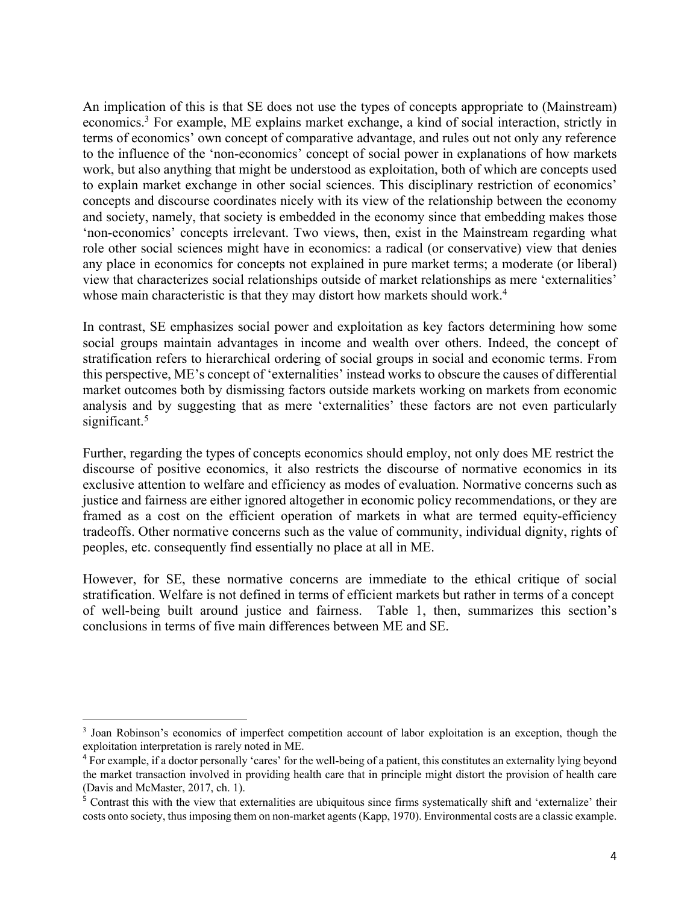An implication of this is that SE does not use the types of concepts appropriate to (Mainstream) economics.[3] For example, ME explains market exchange, a kind of social interaction, strictly in terms of economics' own concept of comparative advantage, and rules out not only any reference to the influence of the 'non-economics' concept of social power in explanations of how markets work, but also anything that might be understood as exploitation, both of which are concepts used to explain market exchange in other social sciences. This disciplinary restriction of economics' concepts and discourse coordinates nicely with its view of the relationship between the economy and society, namely, that society is embedded in the economy since that embedding makes those 'non-economics' concepts irrelevant. Two views, then, exist in the Mainstream regarding what role other social sciences might have in economics: a radical (or conservative) view that denies any place in economics for concepts not explained in pure market terms; a moderate (or liberal) view that characterizes social relationships outside of market relationships as mere 'externalities' whose main characteristic is that they may distort how markets should work.[4]

In contrast, SE emphasizes social power and exploitation as key factors determining how some social groups maintain advantages in income and wealth over others. Indeed, the concept of stratification refers to hierarchical ordering of social groups in social and economic terms. From this perspective, ME's concept of 'externalities' instead works to obscure the causes of differential market outcomes both by dismissing factors outside markets working on markets from economic analysis and by suggesting that as mere 'externalities' these factors are not even particularly significant.[5]

Further, regarding the types of concepts economics should employ, not only does ME restrict the discourse of positive economics, it also restricts the discourse of normative economics in its exclusive attention to welfare and efficiency as modes of evaluation. Normative concerns such as justice and fairness are either ignored altogether in economic policy recommendations, or they are framed as a cost on the efficient operation of markets in what are termed equity-efficiency tradeoffs. Other normative concerns such as the value of community, individual dignity, rights of peoples, etc. consequently find essentially no place at all in ME.

However, for SE, these normative concerns are immediate to the ethical critique of social stratification. Welfare is not defined in terms of efficient markets but rather in terms of a concept of well-being built around justice and fairness. Table 1, then, summarizes this section's conclusions in terms of five main differences between ME and SE.

---

[3] Joan Robinson's economics of imperfect competition account of labor exploitation is an exception, though the exploitation interpretation is rarely noted in ME.

[4] For example, if a doctor personally 'cares' for the well-being of a patient, this constitutes an externality lying beyond the market transaction involved in providing health care that in principle might distort the provision of health care (Davis and McMaster, 2017, ch. 1).

[5] Contrast this with the view that externalities are ubiquitous since firms systematically shift and 'externalize' their costs onto society, thus imposing them on non-market agents (Kapp, 1970). Environmental costs are a classic example.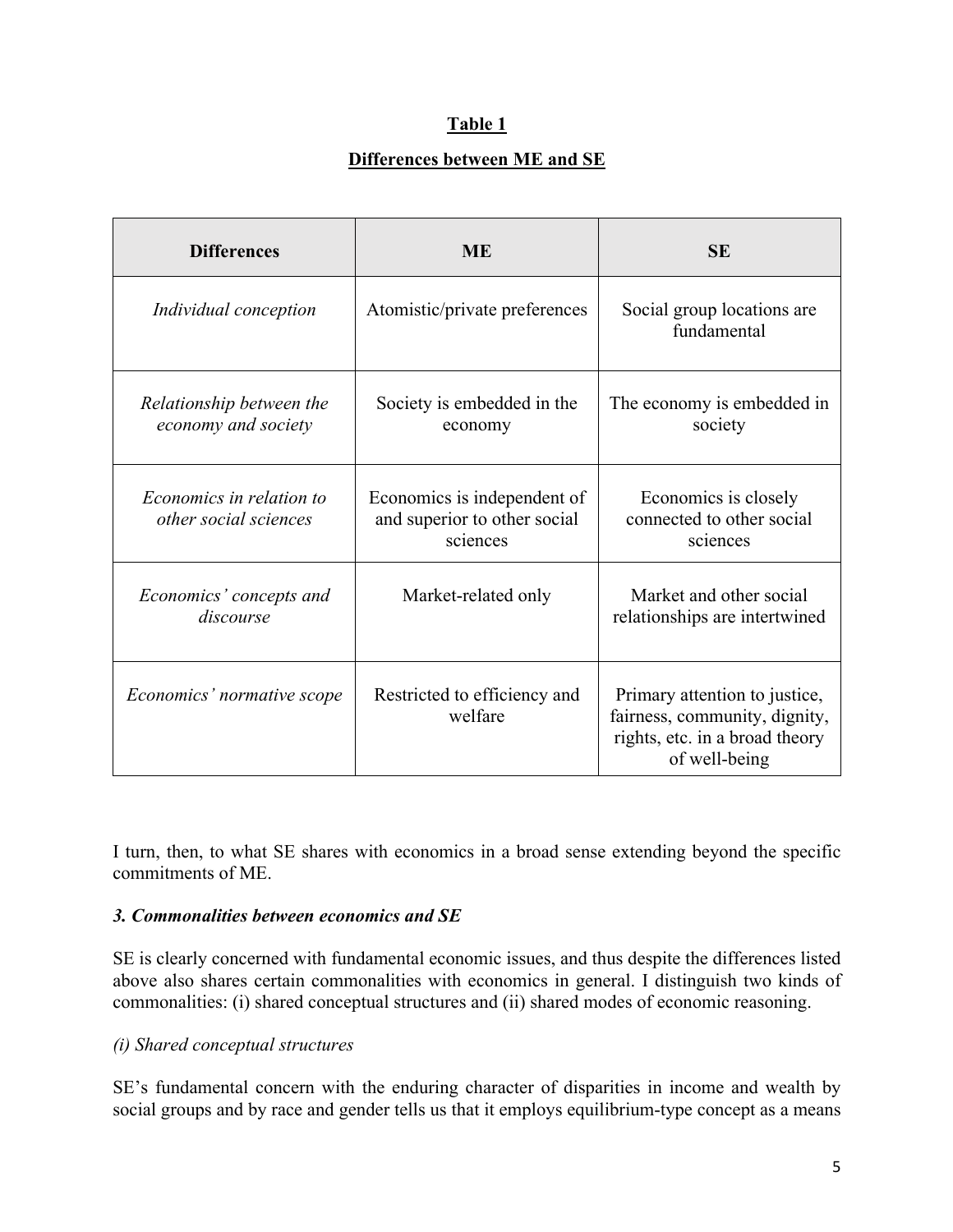**Table 1**

**Differences between ME and SE**

| Differences | ME | SE |
|---|---|---|
| *Individual conception* | Atomistic/private preferences | Social group locations are fundamental |
| *Relationship between the economy and society* | Society is embedded in the economy | The economy is embedded in society |
| *Economics in relation to other social sciences* | Economics is independent of and superior to other social sciences | Economics is closely connected to other social sciences |
| *Economics' concepts and discourse* | Market-related only | Market and other social relationships are intertwined |
| *Economics' normative scope* | Restricted to efficiency and welfare | Primary attention to justice, fairness, community, dignity, rights, etc. in a broad theory of well-being |

I turn, then, to what SE shares with economics in a broad sense extending beyond the specific commitments of ME.

### *3. Commonalities between economics and SE*

SE is clearly concerned with fundamental economic issues, and thus despite the differences listed above also shares certain commonalities with economics in general. I distinguish two kinds of commonalities: (i) shared conceptual structures and (ii) shared modes of economic reasoning.

*(i) Shared conceptual structures*

SE's fundamental concern with the enduring character of disparities in income and wealth by social groups and by race and gender tells us that it employs equilibrium-type concept as a means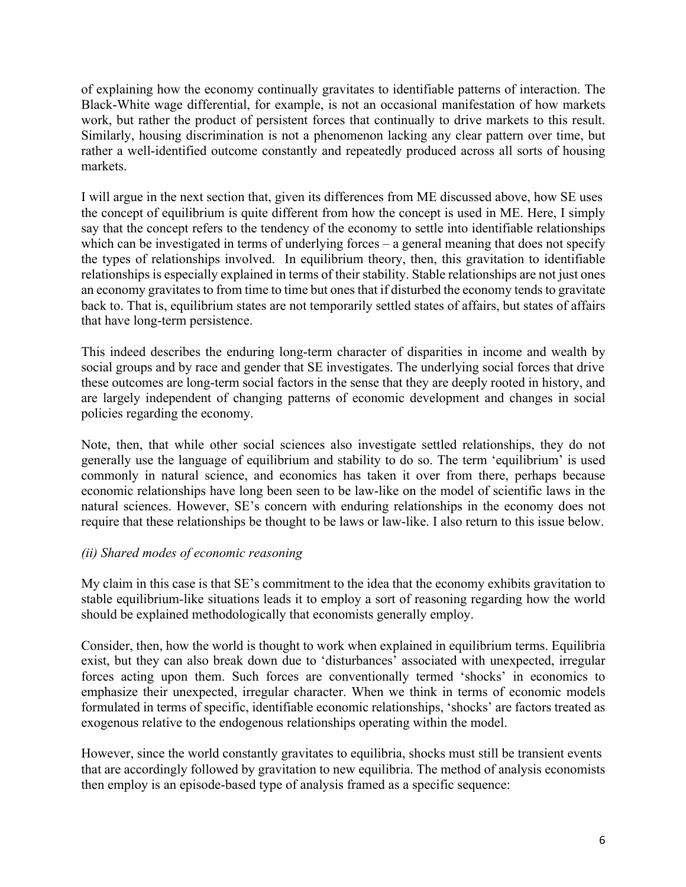of explaining how the economy continually gravitates to identifiable patterns of interaction. The Black-White wage differential, for example, is not an occasional manifestation of how markets work, but rather the product of persistent forces that continually to drive markets to this result. Similarly, housing discrimination is not a phenomenon lacking any clear pattern over time, but rather a well-identified outcome constantly and repeatedly produced across all sorts of housing markets.

I will argue in the next section that, given its differences from ME discussed above, how SE uses the concept of equilibrium is quite different from how the concept is used in ME. Here, I simply say that the concept refers to the tendency of the economy to settle into identifiable relationships which can be investigated in terms of underlying forces – a general meaning that does not specify the types of relationships involved. In equilibrium theory, then, this gravitation to identifiable relationships is especially explained in terms of their stability. Stable relationships are not just ones an economy gravitates to from time to time but ones that if disturbed the economy tends to gravitate back to. That is, equilibrium states are not temporarily settled states of affairs, but states of affairs that have long-term persistence.

This indeed describes the enduring long-term character of disparities in income and wealth by social groups and by race and gender that SE investigates. The underlying social forces that drive these outcomes are long-term social factors in the sense that they are deeply rooted in history, and are largely independent of changing patterns of economic development and changes in social policies regarding the economy.

Note, then, that while other social sciences also investigate settled relationships, they do not generally use the language of equilibrium and stability to do so. The term 'equilibrium' is used commonly in natural science, and economics has taken it over from there, perhaps because economic relationships have long been seen to be law-like on the model of scientific laws in the natural sciences. However, SE's concern with enduring relationships in the economy does not require that these relationships be thought to be laws or law-like. I also return to this issue below.

*(ii) Shared modes of economic reasoning*

My claim in this case is that SE's commitment to the idea that the economy exhibits gravitation to stable equilibrium-like situations leads it to employ a sort of reasoning regarding how the world should be explained methodologically that economists generally employ.

Consider, then, how the world is thought to work when explained in equilibrium terms. Equilibria exist, but they can also break down due to 'disturbances' associated with unexpected, irregular forces acting upon them. Such forces are conventionally termed 'shocks' in economics to emphasize their unexpected, irregular character. When we think in terms of economic models formulated in terms of specific, identifiable economic relationships, 'shocks' are factors treated as exogenous relative to the endogenous relationships operating within the model.

However, since the world constantly gravitates to equilibria, shocks must still be transient events that are accordingly followed by gravitation to new equilibria. The method of analysis economists then employ is an episode-based type of analysis framed as a specific sequence: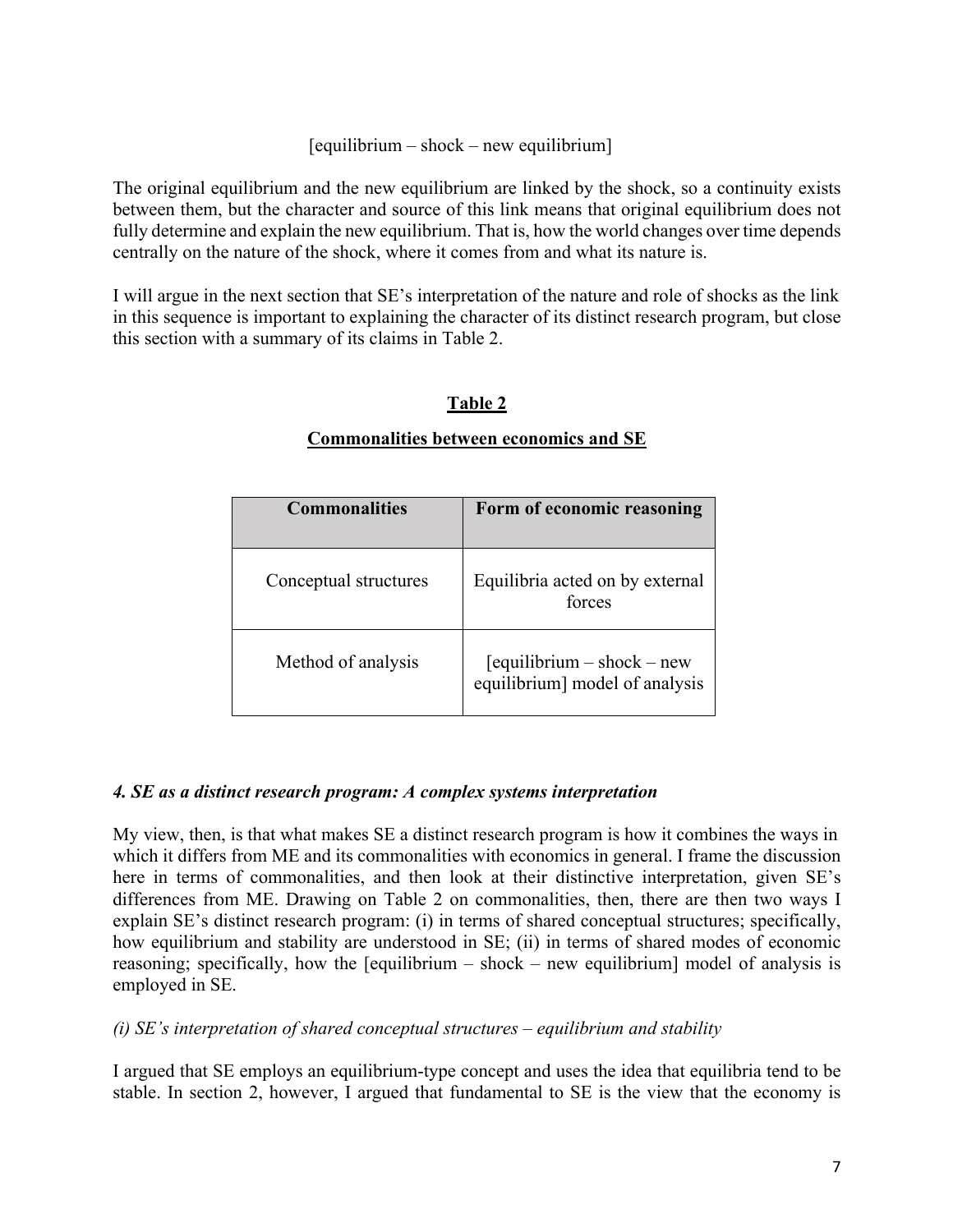[equilibrium – shock – new equilibrium]

The original equilibrium and the new equilibrium are linked by the shock, so a continuity exists between them, but the character and source of this link means that original equilibrium does not fully determine and explain the new equilibrium. That is, how the world changes over time depends centrally on the nature of the shock, where it comes from and what its nature is.

I will argue in the next section that SE's interpretation of the nature and role of shocks as the link in this sequence is important to explaining the character of its distinct research program, but close this section with a summary of its claims in Table 2.

**Table 2**

**Commonalities between economics and SE**

| Commonalities | Form of economic reasoning |
| --- | --- |
| Conceptual structures | Equilibria acted on by external forces |
| Method of analysis | [equilibrium – shock – new equilibrium] model of analysis |

### *4. SE as a distinct research program: A complex systems interpretation*

My view, then, is that what makes SE a distinct research program is how it combines the ways in which it differs from ME and its commonalities with economics in general. I frame the discussion here in terms of commonalities, and then look at their distinctive interpretation, given SE's differences from ME. Drawing on Table 2 on commonalities, then, there are then two ways I explain SE's distinct research program: (i) in terms of shared conceptual structures; specifically, how equilibrium and stability are understood in SE; (ii) in terms of shared modes of economic reasoning; specifically, how the [equilibrium – shock – new equilibrium] model of analysis is employed in SE.

*(i) SE's interpretation of shared conceptual structures – equilibrium and stability*

I argued that SE employs an equilibrium-type concept and uses the idea that equilibria tend to be stable. In section 2, however, I argued that fundamental to SE is the view that the economy is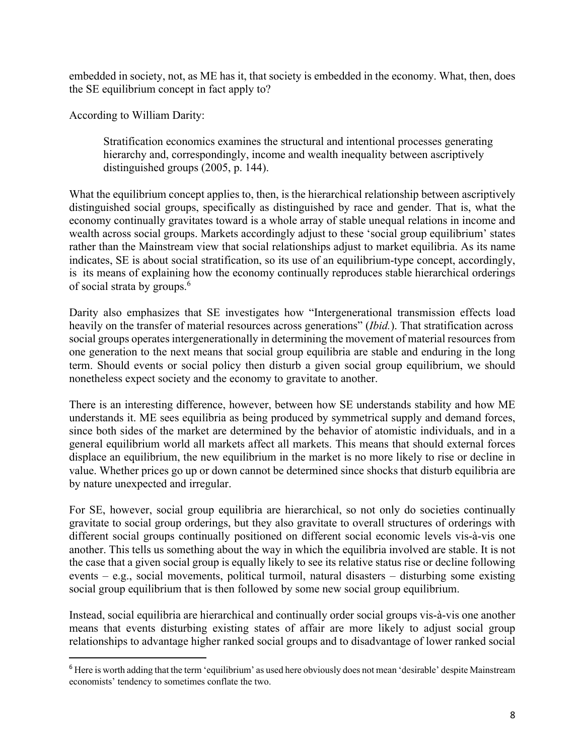embedded in society, not, as ME has it, that society is embedded in the economy. What, then, does the SE equilibrium concept in fact apply to?

According to William Darity:

> Stratification economics examines the structural and intentional processes generating hierarchy and, correspondingly, income and wealth inequality between ascriptively distinguished groups (2005, p. 144).

What the equilibrium concept applies to, then, is the hierarchical relationship between ascriptively distinguished social groups, specifically as distinguished by race and gender. That is, what the economy continually gravitates toward is a whole array of stable unequal relations in income and wealth across social groups. Markets accordingly adjust to these 'social group equilibrium' states rather than the Mainstream view that social relationships adjust to market equilibria. As its name indicates, SE is about social stratification, so its use of an equilibrium-type concept, accordingly, is its means of explaining how the economy continually reproduces stable hierarchical orderings of social strata by groups.[6]

Darity also emphasizes that SE investigates how "Intergenerational transmission effects load heavily on the transfer of material resources across generations" (*Ibid.*). That stratification across social groups operates intergenerationally in determining the movement of material resources from one generation to the next means that social group equilibria are stable and enduring in the long term. Should events or social policy then disturb a given social group equilibrium, we should nonetheless expect society and the economy to gravitate to another.

There is an interesting difference, however, between how SE understands stability and how ME understands it. ME sees equilibria as being produced by symmetrical supply and demand forces, since both sides of the market are determined by the behavior of atomistic individuals, and in a general equilibrium world all markets affect all markets. This means that should external forces displace an equilibrium, the new equilibrium in the market is no more likely to rise or decline in value. Whether prices go up or down cannot be determined since shocks that disturb equilibria are by nature unexpected and irregular.

For SE, however, social group equilibria are hierarchical, so not only do societies continually gravitate to social group orderings, but they also gravitate to overall structures of orderings with different social groups continually positioned on different social economic levels vis-à-vis one another. This tells us something about the way in which the equilibria involved are stable. It is not the case that a given social group is equally likely to see its relative status rise or decline following events – e.g., social movements, political turmoil, natural disasters – disturbing some existing social group equilibrium that is then followed by some new social group equilibrium.

Instead, social equilibria are hierarchical and continually order social groups vis-à-vis one another means that events disturbing existing states of affair are more likely to adjust social group relationships to advantage higher ranked social groups and to disadvantage of lower ranked social

---

[6] Here is worth adding that the term 'equilibrium' as used here obviously does not mean 'desirable' despite Mainstream economists' tendency to sometimes conflate the two.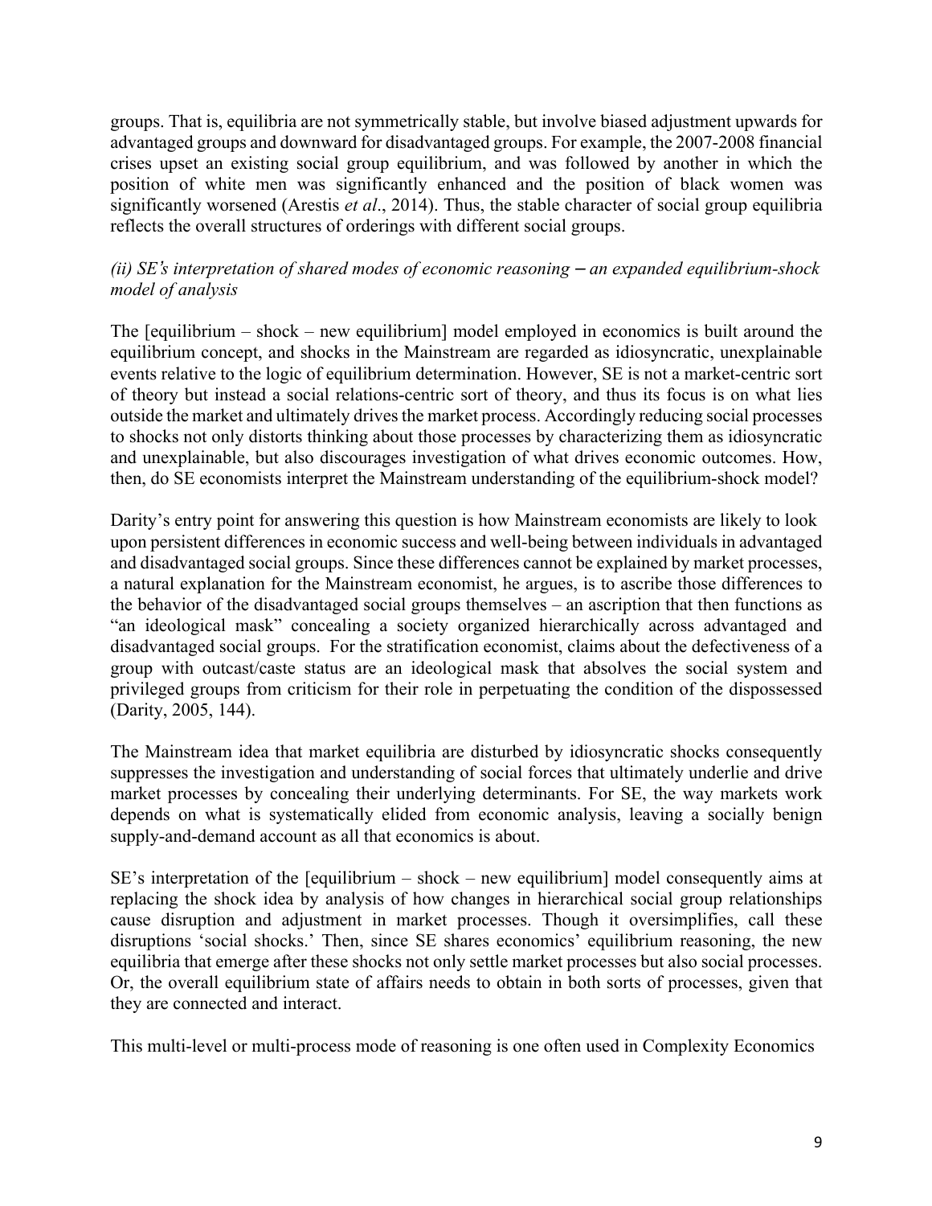groups. That is, equilibria are not symmetrically stable, but involve biased adjustment upwards for advantaged groups and downward for disadvantaged groups. For example, the 2007-2008 financial crises upset an existing social group equilibrium, and was followed by another in which the position of white men was significantly enhanced and the position of black women was significantly worsened (Arestis *et al*., 2014). Thus, the stable character of social group equilibria reflects the overall structures of orderings with different social groups.

*(ii) SE's interpretation of shared modes of economic reasoning – an expanded equilibrium-shock model of analysis*

The [equilibrium – shock – new equilibrium] model employed in economics is built around the equilibrium concept, and shocks in the Mainstream are regarded as idiosyncratic, unexplainable events relative to the logic of equilibrium determination. However, SE is not a market-centric sort of theory but instead a social relations-centric sort of theory, and thus its focus is on what lies outside the market and ultimately drives the market process. Accordingly reducing social processes to shocks not only distorts thinking about those processes by characterizing them as idiosyncratic and unexplainable, but also discourages investigation of what drives economic outcomes. How, then, do SE economists interpret the Mainstream understanding of the equilibrium-shock model?

Darity's entry point for answering this question is how Mainstream economists are likely to look upon persistent differences in economic success and well-being between individuals in advantaged and disadvantaged social groups. Since these differences cannot be explained by market processes, a natural explanation for the Mainstream economist, he argues, is to ascribe those differences to the behavior of the disadvantaged social groups themselves – an ascription that then functions as "an ideological mask" concealing a society organized hierarchically across advantaged and disadvantaged social groups. For the stratification economist, claims about the defectiveness of a group with outcast/caste status are an ideological mask that absolves the social system and privileged groups from criticism for their role in perpetuating the condition of the dispossessed (Darity, 2005, 144).

The Mainstream idea that market equilibria are disturbed by idiosyncratic shocks consequently suppresses the investigation and understanding of social forces that ultimately underlie and drive market processes by concealing their underlying determinants. For SE, the way markets work depends on what is systematically elided from economic analysis, leaving a socially benign supply-and-demand account as all that economics is about.

SE's interpretation of the [equilibrium – shock – new equilibrium] model consequently aims at replacing the shock idea by analysis of how changes in hierarchical social group relationships cause disruption and adjustment in market processes. Though it oversimplifies, call these disruptions 'social shocks.' Then, since SE shares economics' equilibrium reasoning, the new equilibria that emerge after these shocks not only settle market processes but also social processes. Or, the overall equilibrium state of affairs needs to obtain in both sorts of processes, given that they are connected and interact.

This multi-level or multi-process mode of reasoning is one often used in Complexity Economics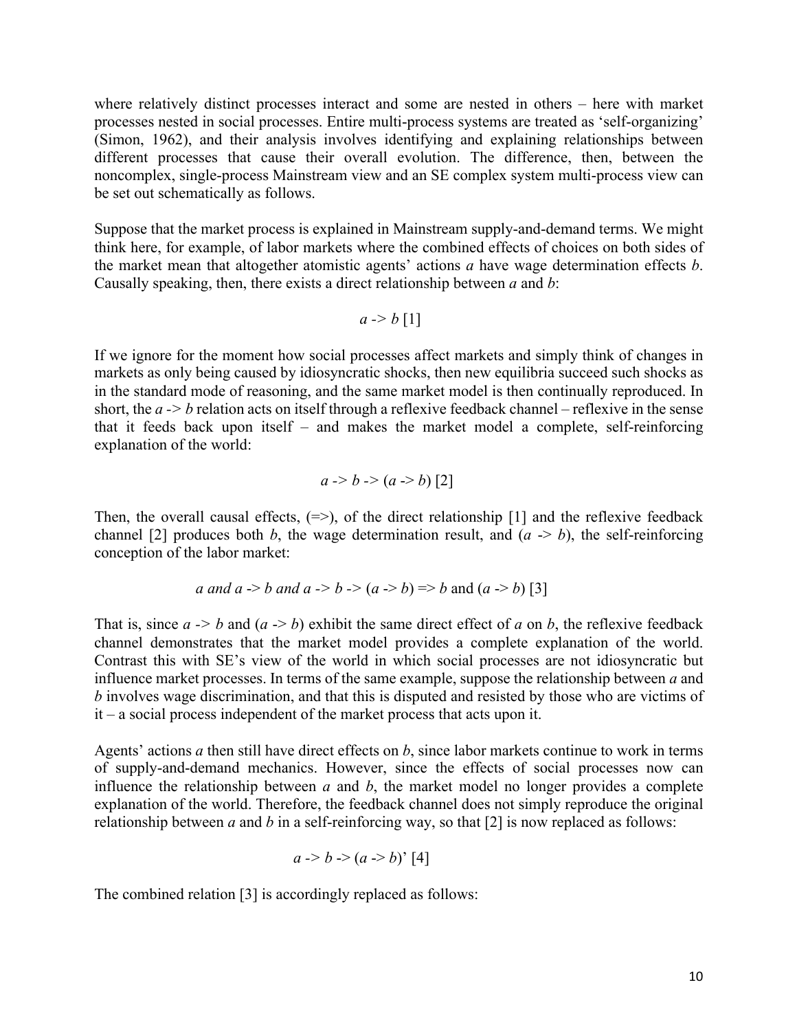where relatively distinct processes interact and some are nested in others – here with market processes nested in social processes. Entire multi-process systems are treated as 'self-organizing' (Simon, 1962), and their analysis involves identifying and explaining relationships between different processes that cause their overall evolution. The difference, then, between the noncomplex, single-process Mainstream view and an SE complex system multi-process view can be set out schematically as follows.

Suppose that the market process is explained in Mainstream supply-and-demand terms. We might think here, for example, of labor markets where the combined effects of choices on both sides of the market mean that altogether atomistic agents' actions $a$ have wage determination effects $b$. Causally speaking, then, there exists a direct relationship between $a$ and $b$:

$$a \rightarrow b \text{ [1]}$$

If we ignore for the moment how social processes affect markets and simply think of changes in markets as only being caused by idiosyncratic shocks, then new equilibria succeed such shocks as in the standard mode of reasoning, and the same market model is then continually reproduced. In short, the $a \rightarrow b$ relation acts on itself through a reflexive feedback channel – reflexive in the sense that it feeds back upon itself – and makes the market model a complete, self-reinforcing explanation of the world:

$$a \rightarrow b \rightarrow (a \rightarrow b) \text{ [2]}$$

Then, the overall causal effects, ($\Rightarrow$), of the direct relationship [1] and the reflexive feedback channel [2] produces both $b$, the wage determination result, and ($a \rightarrow b$), the self-reinforcing conception of the labor market:

$$a \text{ and } a \rightarrow b \text{ and } a \rightarrow b \rightarrow (a \rightarrow b) \Rightarrow b \text{ and } (a \rightarrow b) \text{ [3]}$$

That is, since $a \rightarrow b$ and ($a \rightarrow b$) exhibit the same direct effect of $a$ on $b$, the reflexive feedback channel demonstrates that the market model provides a complete explanation of the world. Contrast this with SE's view of the world in which social processes are not idiosyncratic but influence market processes. In terms of the same example, suppose the relationship between $a$ and $b$ involves wage discrimination, and that this is disputed and resisted by those who are victims of it – a social process independent of the market process that acts upon it.

Agents' actions $a$ then still have direct effects on $b$, since labor markets continue to work in terms of supply-and-demand mechanics. However, since the effects of social processes now can influence the relationship between $a$ and $b$, the market model no longer provides a complete explanation of the world. Therefore, the feedback channel does not simply reproduce the original relationship between $a$ and $b$ in a self-reinforcing way, so that [2] is now replaced as follows:

$$a \rightarrow b \rightarrow (a \rightarrow b)' \text{ [4]}$$

The combined relation [3] is accordingly replaced as follows: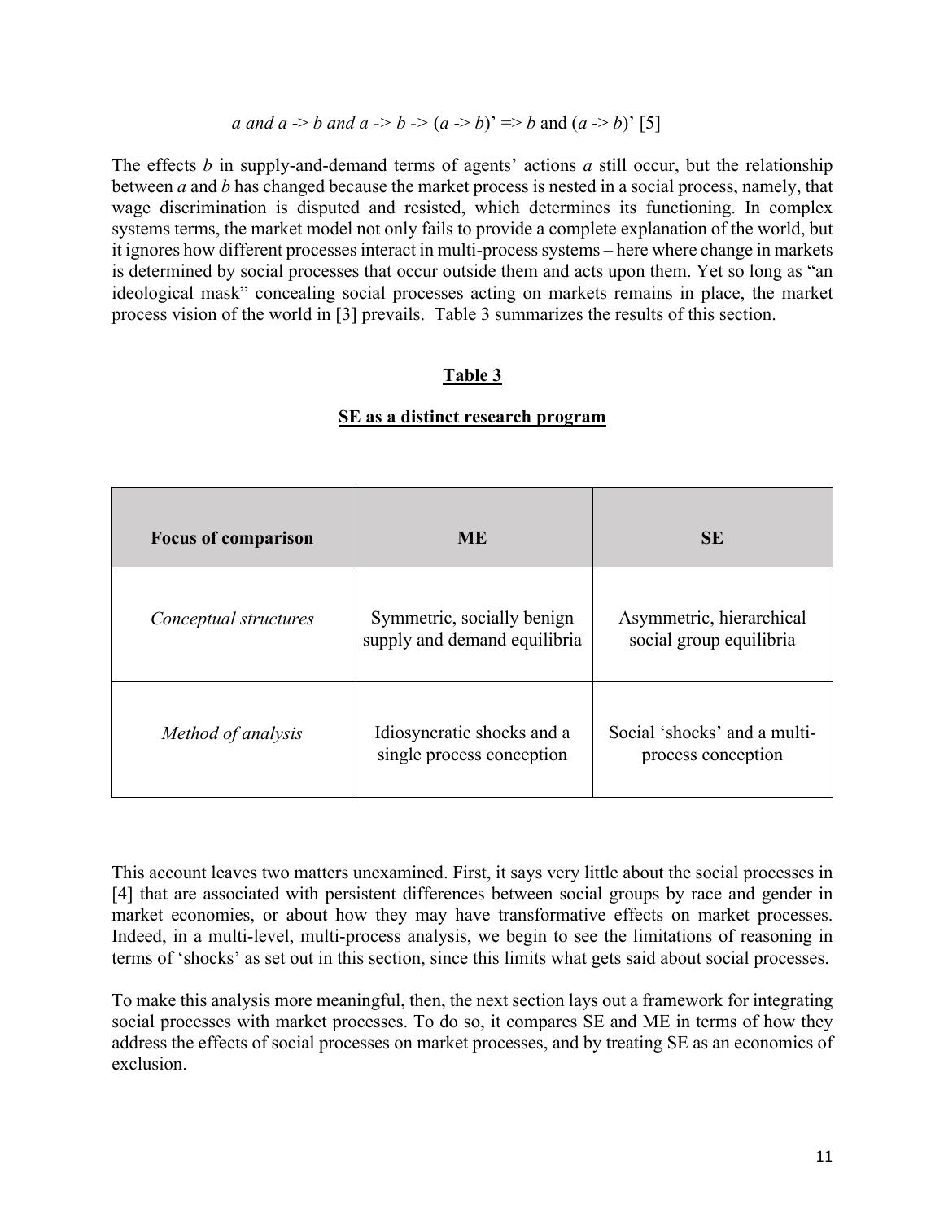$$a \text{ and } a \rightarrow b \text{ and } a \rightarrow b \rightarrow (a \rightarrow b)' \Rightarrow b \text{ and } (a \rightarrow b)' \quad [5]$$

The effects *b* in supply-and-demand terms of agents' actions *a* still occur, but the relationship between *a* and *b* has changed because the market process is nested in a social process, namely, that wage discrimination is disputed and resisted, which determines its functioning. In complex systems terms, the market model not only fails to provide a complete explanation of the world, but it ignores how different processes interact in multi-process systems – here where change in markets is determined by social processes that occur outside them and acts upon them. Yet so long as "an ideological mask" concealing social processes acting on markets remains in place, the market process vision of the world in [3] prevails. Table 3 summarizes the results of this section.

**Table 3**

**SE as a distinct research program**

| Focus of comparison | ME | SE |
|---|---|---|
| *Conceptual structures* | Symmetric, socially benign supply and demand equilibria | Asymmetric, hierarchical social group equilibria |
| *Method of analysis* | Idiosyncratic shocks and a single process conception | Social 'shocks' and a multi-process conception |

This account leaves two matters unexamined. First, it says very little about the social processes in [4] that are associated with persistent differences between social groups by race and gender in market economies, or about how they may have transformative effects on market processes. Indeed, in a multi-level, multi-process analysis, we begin to see the limitations of reasoning in terms of 'shocks' as set out in this section, since this limits what gets said about social processes.

To make this analysis more meaningful, then, the next section lays out a framework for integrating social processes with market processes. To do so, it compares SE and ME in terms of how they address the effects of social processes on market processes, and by treating SE as an economics of exclusion.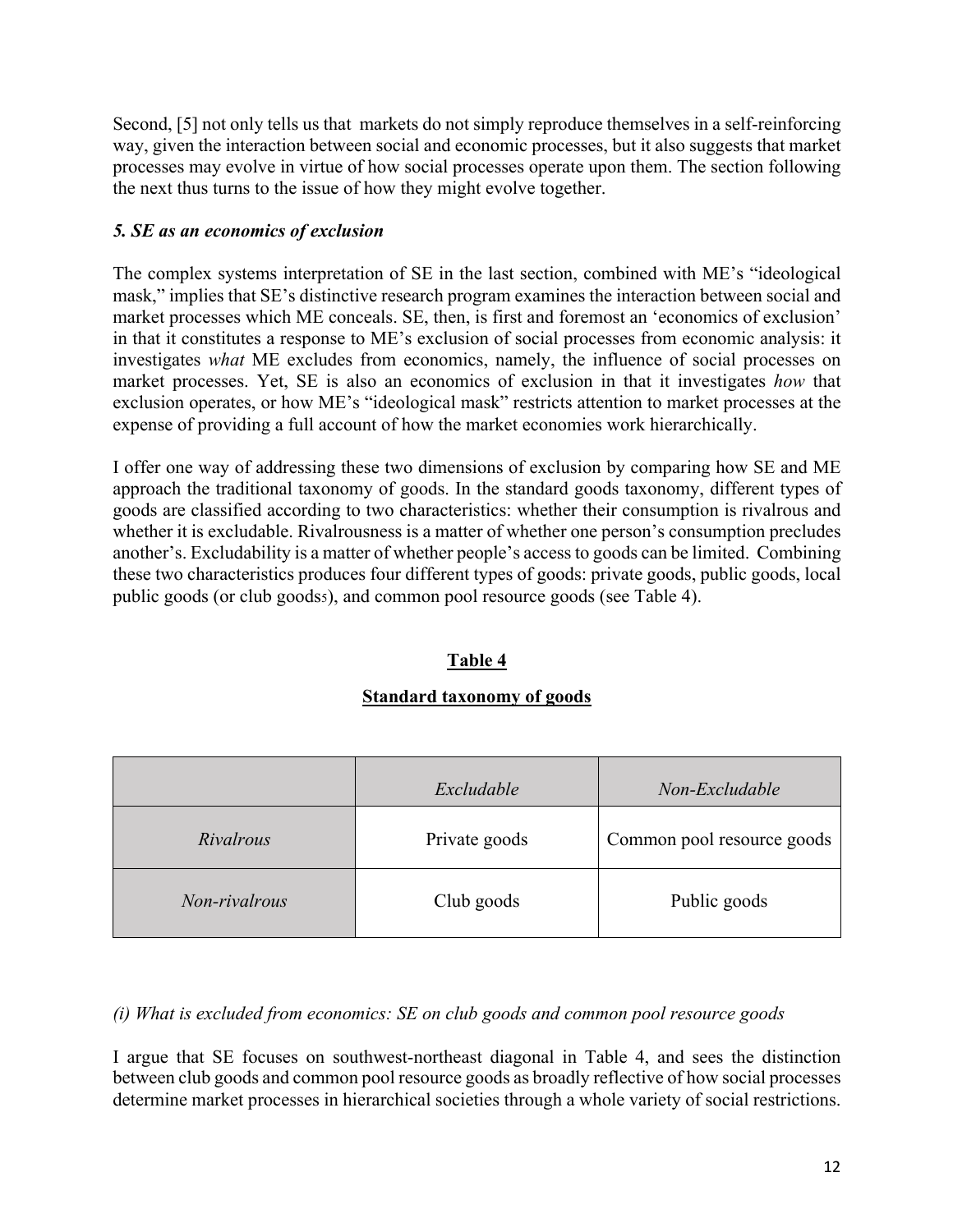Second, [5] not only tells us that markets do not simply reproduce themselves in a self-reinforcing way, given the interaction between social and economic processes, but it also suggests that market processes may evolve in virtue of how social processes operate upon them. The section following the next thus turns to the issue of how they might evolve together.

### *5. SE as an economics of exclusion*

The complex systems interpretation of SE in the last section, combined with ME's "ideological mask," implies that SE's distinctive research program examines the interaction between social and market processes which ME conceals. SE, then, is first and foremost an 'economics of exclusion' in that it constitutes a response to ME's exclusion of social processes from economic analysis: it investigates *what* ME excludes from economics, namely, the influence of social processes on market processes. Yet, SE is also an economics of exclusion in that it investigates *how* that exclusion operates, or how ME's "ideological mask" restricts attention to market processes at the expense of providing a full account of how the market economies work hierarchically.

I offer one way of addressing these two dimensions of exclusion by comparing how SE and ME approach the traditional taxonomy of goods. In the standard goods taxonomy, different types of goods are classified according to two characteristics: whether their consumption is rivalrous and whether it is excludable. Rivalrousness is a matter of whether one person's consumption precludes another's. Excludability is a matter of whether people's access to goods can be limited. Combining these two characteristics produces four different types of goods: private goods, public goods, local public goods (or club goods[5]), and common pool resource goods (see Table 4).

**Table 4**

**Standard taxonomy of goods**

| | *Excludable* | *Non-Excludable* |
|---|---|---|
| *Rivalrous* | Private goods | Common pool resource goods |
| *Non-rivalrous* | Club goods | Public goods |

*(i) What is excluded from economics: SE on club goods and common pool resource goods*

I argue that SE focuses on southwest-northeast diagonal in Table 4, and sees the distinction between club goods and common pool resource goods as broadly reflective of how social processes determine market processes in hierarchical societies through a whole variety of social restrictions.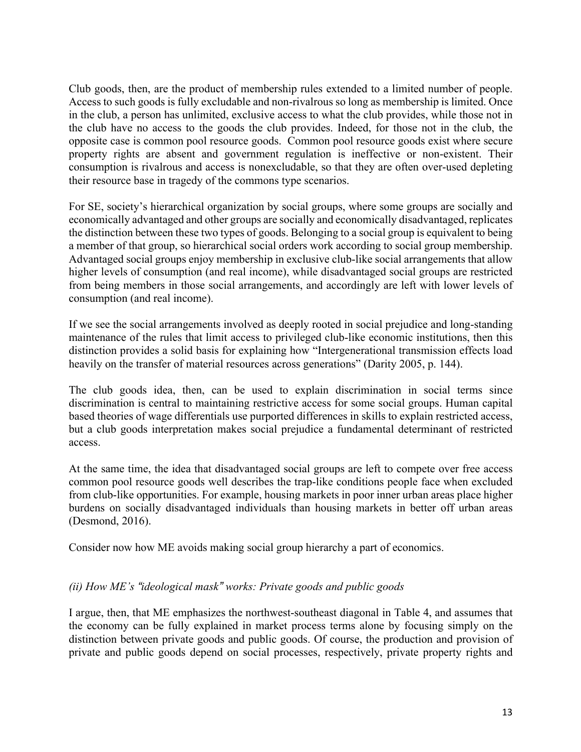Club goods, then, are the product of membership rules extended to a limited number of people. Access to such goods is fully excludable and non-rivalrous so long as membership is limited. Once in the club, a person has unlimited, exclusive access to what the club provides, while those not in the club have no access to the goods the club provides. Indeed, for those not in the club, the opposite case is common pool resource goods. Common pool resource goods exist where secure property rights are absent and government regulation is ineffective or non-existent. Their consumption is rivalrous and access is nonexcludable, so that they are often over-used depleting their resource base in tragedy of the commons type scenarios.

For SE, society's hierarchical organization by social groups, where some groups are socially and economically advantaged and other groups are socially and economically disadvantaged, replicates the distinction between these two types of goods. Belonging to a social group is equivalent to being a member of that group, so hierarchical social orders work according to social group membership. Advantaged social groups enjoy membership in exclusive club-like social arrangements that allow higher levels of consumption (and real income), while disadvantaged social groups are restricted from being members in those social arrangements, and accordingly are left with lower levels of consumption (and real income).

If we see the social arrangements involved as deeply rooted in social prejudice and long-standing maintenance of the rules that limit access to privileged club-like economic institutions, then this distinction provides a solid basis for explaining how "Intergenerational transmission effects load heavily on the transfer of material resources across generations" (Darity 2005, p. 144).

The club goods idea, then, can be used to explain discrimination in social terms since discrimination is central to maintaining restrictive access for some social groups. Human capital based theories of wage differentials use purported differences in skills to explain restricted access, but a club goods interpretation makes social prejudice a fundamental determinant of restricted access.

At the same time, the idea that disadvantaged social groups are left to compete over free access common pool resource goods well describes the trap-like conditions people face when excluded from club-like opportunities. For example, housing markets in poor inner urban areas place higher burdens on socially disadvantaged individuals than housing markets in better off urban areas (Desmond, 2016).

Consider now how ME avoids making social group hierarchy a part of economics.

*(ii) How ME's "ideological mask" works: Private goods and public goods*

I argue, then, that ME emphasizes the northwest-southeast diagonal in Table 4, and assumes that the economy can be fully explained in market process terms alone by focusing simply on the distinction between private goods and public goods. Of course, the production and provision of private and public goods depend on social processes, respectively, private property rights and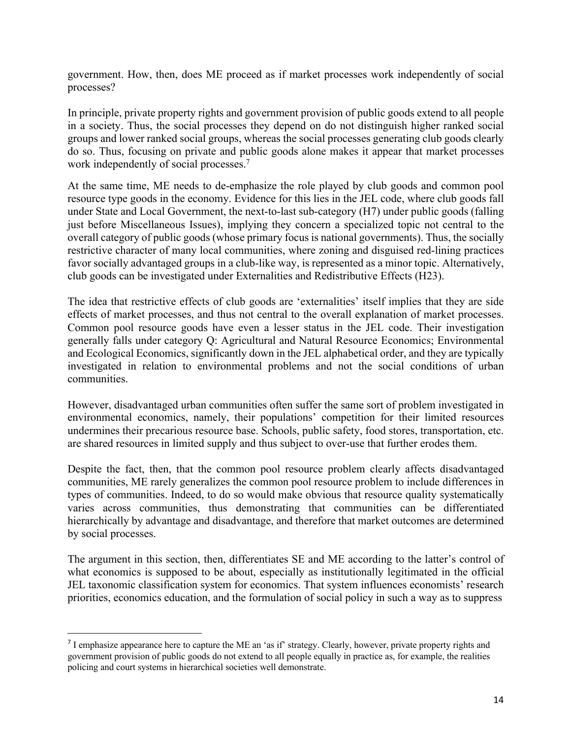government. How, then, does ME proceed as if market processes work independently of social processes?

In principle, private property rights and government provision of public goods extend to all people in a society. Thus, the social processes they depend on do not distinguish higher ranked social groups and lower ranked social groups, whereas the social processes generating club goods clearly do so. Thus, focusing on private and public goods alone makes it appear that market processes work independently of social processes.[7]

At the same time, ME needs to de-emphasize the role played by club goods and common pool resource type goods in the economy. Evidence for this lies in the JEL code, where club goods fall under State and Local Government, the next-to-last sub-category (H7) under public goods (falling just before Miscellaneous Issues), implying they concern a specialized topic not central to the overall category of public goods (whose primary focus is national governments). Thus, the socially restrictive character of many local communities, where zoning and disguised red-lining practices favor socially advantaged groups in a club-like way, is represented as a minor topic. Alternatively, club goods can be investigated under Externalities and Redistributive Effects (H23).

The idea that restrictive effects of club goods are 'externalities' itself implies that they are side effects of market processes, and thus not central to the overall explanation of market processes. Common pool resource goods have even a lesser status in the JEL code. Their investigation generally falls under category Q: Agricultural and Natural Resource Economics; Environmental and Ecological Economics, significantly down in the JEL alphabetical order, and they are typically investigated in relation to environmental problems and not the social conditions of urban communities.

However, disadvantaged urban communities often suffer the same sort of problem investigated in environmental economics, namely, their populations' competition for their limited resources undermines their precarious resource base. Schools, public safety, food stores, transportation, etc. are shared resources in limited supply and thus subject to over-use that further erodes them.

Despite the fact, then, that the common pool resource problem clearly affects disadvantaged communities, ME rarely generalizes the common pool resource problem to include differences in types of communities. Indeed, to do so would make obvious that resource quality systematically varies across communities, thus demonstrating that communities can be differentiated hierarchically by advantage and disadvantage, and therefore that market outcomes are determined by social processes.

The argument in this section, then, differentiates SE and ME according to the latter's control of what economics is supposed to be about, especially as institutionally legitimated in the official JEL taxonomic classification system for economics. That system influences economists' research priorities, economics education, and the formulation of social policy in such a way as to suppress

[7] I emphasize appearance here to capture the ME an 'as if' strategy. Clearly, however, private property rights and government provision of public goods do not extend to all people equally in practice as, for example, the realities policing and court systems in hierarchical societies well demonstrate.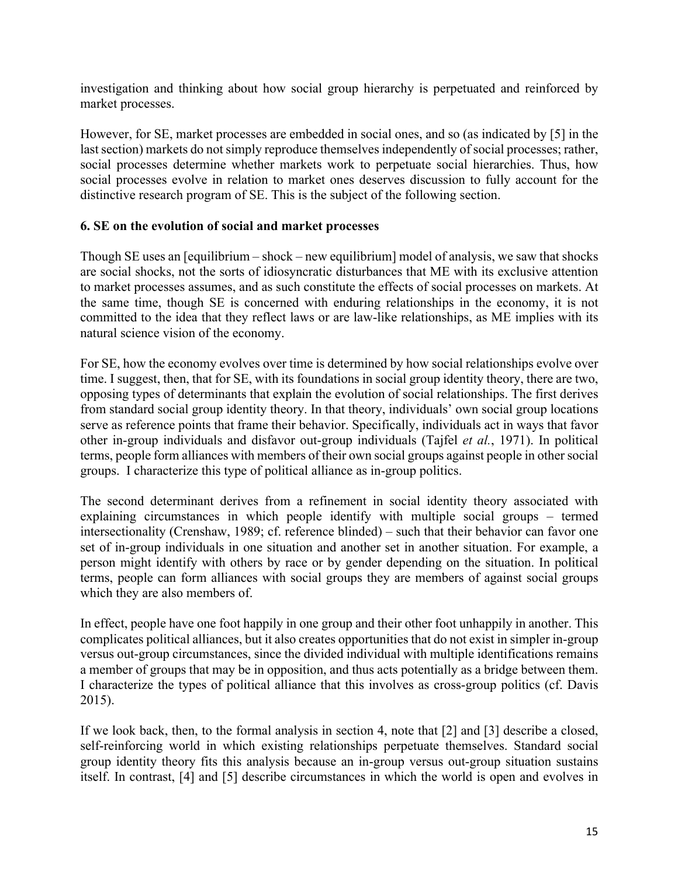investigation and thinking about how social group hierarchy is perpetuated and reinforced by market processes.

However, for SE, market processes are embedded in social ones, and so (as indicated by [5] in the last section) markets do not simply reproduce themselves independently of social processes; rather, social processes determine whether markets work to perpetuate social hierarchies. Thus, how social processes evolve in relation to market ones deserves discussion to fully account for the distinctive research program of SE. This is the subject of the following section.

## 6. SE on the evolution of social and market processes

Though SE uses an [equilibrium – shock – new equilibrium] model of analysis, we saw that shocks are social shocks, not the sorts of idiosyncratic disturbances that ME with its exclusive attention to market processes assumes, and as such constitute the effects of social processes on markets. At the same time, though SE is concerned with enduring relationships in the economy, it is not committed to the idea that they reflect laws or are law-like relationships, as ME implies with its natural science vision of the economy.

For SE, how the economy evolves over time is determined by how social relationships evolve over time. I suggest, then, that for SE, with its foundations in social group identity theory, there are two, opposing types of determinants that explain the evolution of social relationships. The first derives from standard social group identity theory. In that theory, individuals' own social group locations serve as reference points that frame their behavior. Specifically, individuals act in ways that favor other in-group individuals and disfavor out-group individuals (Tajfel *et al.*, 1971). In political terms, people form alliances with members of their own social groups against people in other social groups. I characterize this type of political alliance as in-group politics.

The second determinant derives from a refinement in social identity theory associated with explaining circumstances in which people identify with multiple social groups – termed intersectionality (Crenshaw, 1989; cf. reference blinded) – such that their behavior can favor one set of in-group individuals in one situation and another set in another situation. For example, a person might identify with others by race or by gender depending on the situation. In political terms, people can form alliances with social groups they are members of against social groups which they are also members of.

In effect, people have one foot happily in one group and their other foot unhappily in another. This complicates political alliances, but it also creates opportunities that do not exist in simpler in-group versus out-group circumstances, since the divided individual with multiple identifications remains a member of groups that may be in opposition, and thus acts potentially as a bridge between them. I characterize the types of political alliance that this involves as cross-group politics (cf. Davis 2015).

If we look back, then, to the formal analysis in section 4, note that [2] and [3] describe a closed, self-reinforcing world in which existing relationships perpetuate themselves. Standard social group identity theory fits this analysis because an in-group versus out-group situation sustains itself. In contrast, [4] and [5] describe circumstances in which the world is open and evolves in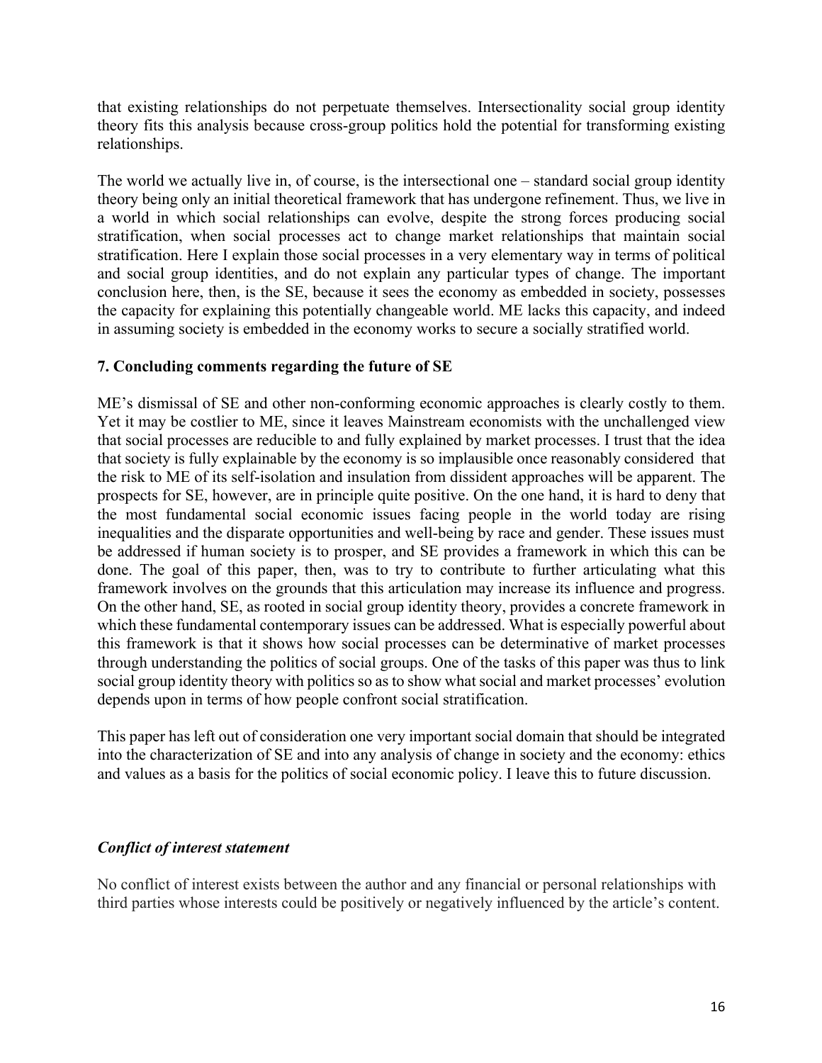that existing relationships do not perpetuate themselves. Intersectionality social group identity theory fits this analysis because cross-group politics hold the potential for transforming existing relationships.

The world we actually live in, of course, is the intersectional one – standard social group identity theory being only an initial theoretical framework that has undergone refinement. Thus, we live in a world in which social relationships can evolve, despite the strong forces producing social stratification, when social processes act to change market relationships that maintain social stratification. Here I explain those social processes in a very elementary way in terms of political and social group identities, and do not explain any particular types of change. The important conclusion here, then, is the SE, because it sees the economy as embedded in society, possesses the capacity for explaining this potentially changeable world. ME lacks this capacity, and indeed in assuming society is embedded in the economy works to secure a socially stratified world.

## 7. Concluding comments regarding the future of SE

ME's dismissal of SE and other non-conforming economic approaches is clearly costly to them. Yet it may be costlier to ME, since it leaves Mainstream economists with the unchallenged view that social processes are reducible to and fully explained by market processes. I trust that the idea that society is fully explainable by the economy is so implausible once reasonably considered that the risk to ME of its self-isolation and insulation from dissident approaches will be apparent. The prospects for SE, however, are in principle quite positive. On the one hand, it is hard to deny that the most fundamental social economic issues facing people in the world today are rising inequalities and the disparate opportunities and well-being by race and gender. These issues must be addressed if human society is to prosper, and SE provides a framework in which this can be done. The goal of this paper, then, was to try to contribute to further articulating what this framework involves on the grounds that this articulation may increase its influence and progress. On the other hand, SE, as rooted in social group identity theory, provides a concrete framework in which these fundamental contemporary issues can be addressed. What is especially powerful about this framework is that it shows how social processes can be determinative of market processes through understanding the politics of social groups. One of the tasks of this paper was thus to link social group identity theory with politics so as to show what social and market processes' evolution depends upon in terms of how people confront social stratification.

This paper has left out of consideration one very important social domain that should be integrated into the characterization of SE and into any analysis of change in society and the economy: ethics and values as a basis for the politics of social economic policy. I leave this to future discussion.

### *Conflict of interest statement*

No conflict of interest exists between the author and any financial or personal relationships with third parties whose interests could be positively or negatively influenced by the article's content.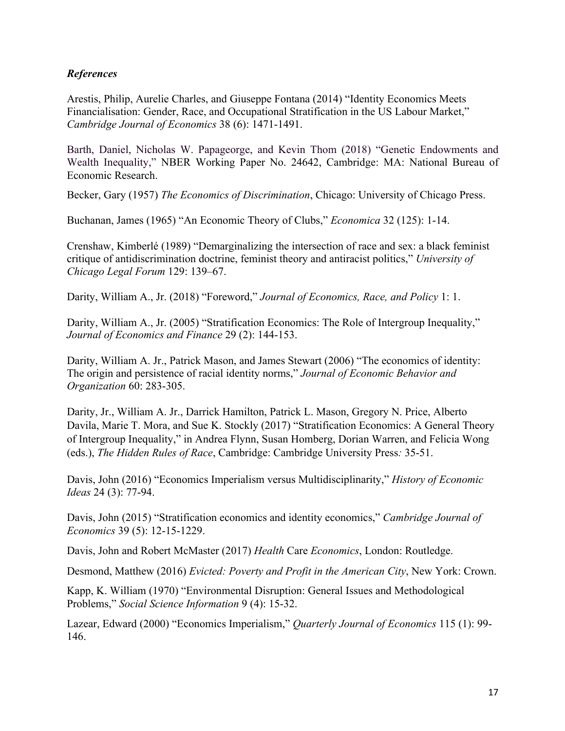***References***

Arestis, Philip, Aurelie Charles, and Giuseppe Fontana (2014) "Identity Economics Meets Financialisation: Gender, Race, and Occupational Stratification in the US Labour Market," *Cambridge Journal of Economics* 38 (6): 1471-1491.

Barth, Daniel, Nicholas W. Papageorge, and Kevin Thom (2018) "Genetic Endowments and Wealth Inequality," NBER Working Paper No. 24642, Cambridge: MA: National Bureau of Economic Research.

Becker, Gary (1957) *The Economics of Discrimination*, Chicago: University of Chicago Press.

Buchanan, James (1965) "An Economic Theory of Clubs," *Economica* 32 (125): 1-14.

Crenshaw, Kimberlé (1989) "Demarginalizing the intersection of race and sex: a black feminist critique of antidiscrimination doctrine, feminist theory and antiracist politics," *University of Chicago Legal Forum* 129: 139–67.

Darity, William A., Jr. (2018) "Foreword," *Journal of Economics, Race, and Policy* 1: 1.

Darity, William A., Jr. (2005) "Stratification Economics: The Role of Intergroup Inequality," *Journal of Economics and Finance* 29 (2): 144-153.

Darity, William A. Jr., Patrick Mason, and James Stewart (2006) "The economics of identity: The origin and persistence of racial identity norms," *Journal of Economic Behavior and Organization* 60: 283-305.

Darity, Jr., William A. Jr., Darrick Hamilton, Patrick L. Mason, Gregory N. Price, Alberto Davila, Marie T. Mora, and Sue K. Stockly (2017) "Stratification Economics: A General Theory of Intergroup Inequality," in Andrea Flynn, Susan Homberg, Dorian Warren, and Felicia Wong (eds.), *The Hidden Rules of Race*, Cambridge: Cambridge University Press*:* 35-51.

Davis, John (2016) "Economics Imperialism versus Multidisciplinarity," *History of Economic Ideas* 24 (3): 77-94.

Davis, John (2015) "Stratification economics and identity economics," *Cambridge Journal of Economics* 39 (5): 12-15-1229.

Davis, John and Robert McMaster (2017) *Health* Care *Economics*, London: Routledge.

Desmond, Matthew (2016) *Evicted: Poverty and Profit in the American City*, New York: Crown.

Kapp, K. William (1970) "Environmental Disruption: General Issues and Methodological Problems," *Social Science Information* 9 (4): 15-32.

Lazear, Edward (2000) "Economics Imperialism," *Quarterly Journal of Economics* 115 (1): 99-146.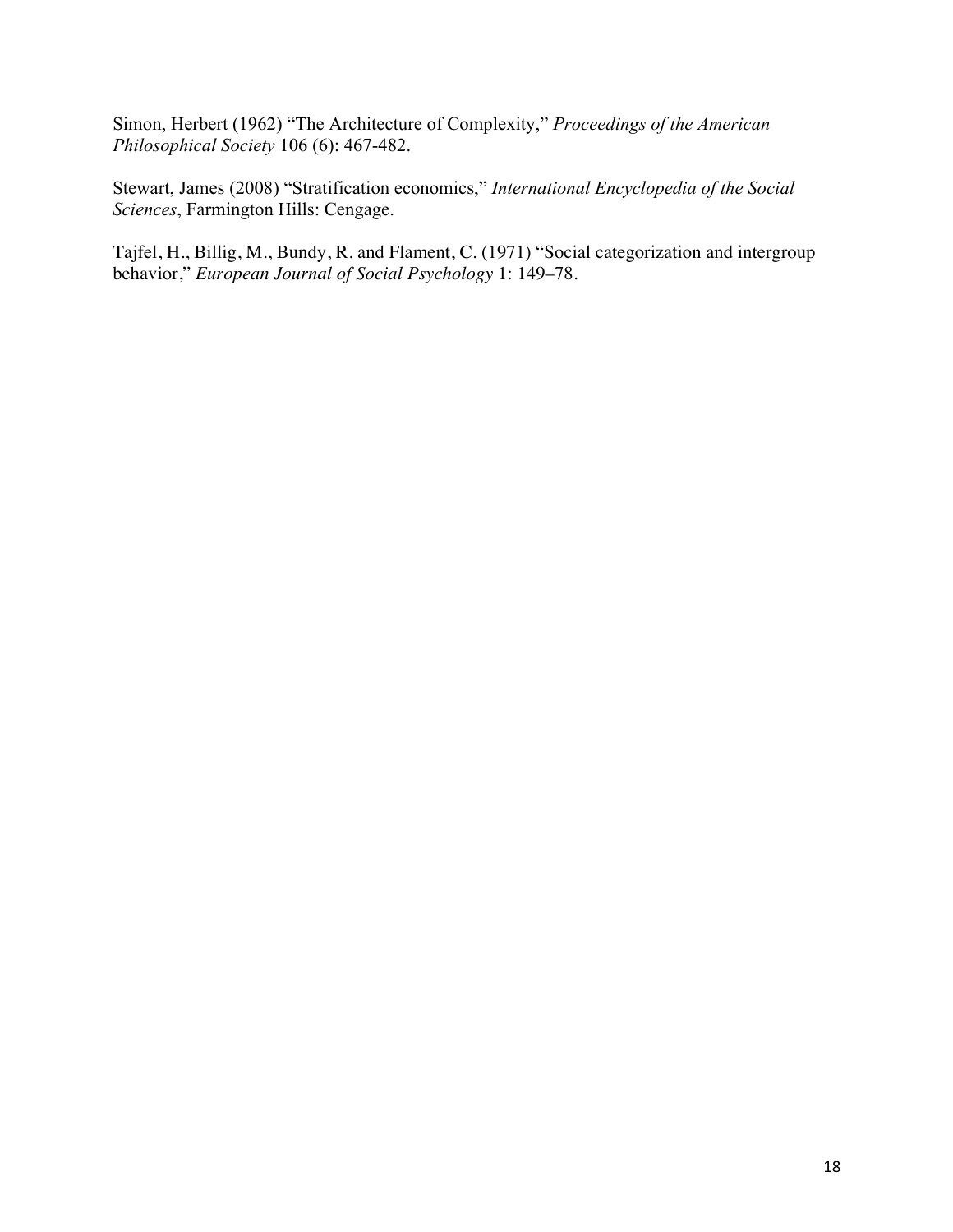Simon, Herbert (1962) “The Architecture of Complexity,” *Proceedings of the American Philosophical Society* 106 (6): 467-482.

Stewart, James (2008) “Stratification economics,” *International Encyclopedia of the Social Sciences*, Farmington Hills: Cengage.

Tajfel, H., Billig, M., Bundy, R. and Flament, C. (1971) “Social categorization and intergroup behavior,” *European Journal of Social Psychology* 1: 149–78.